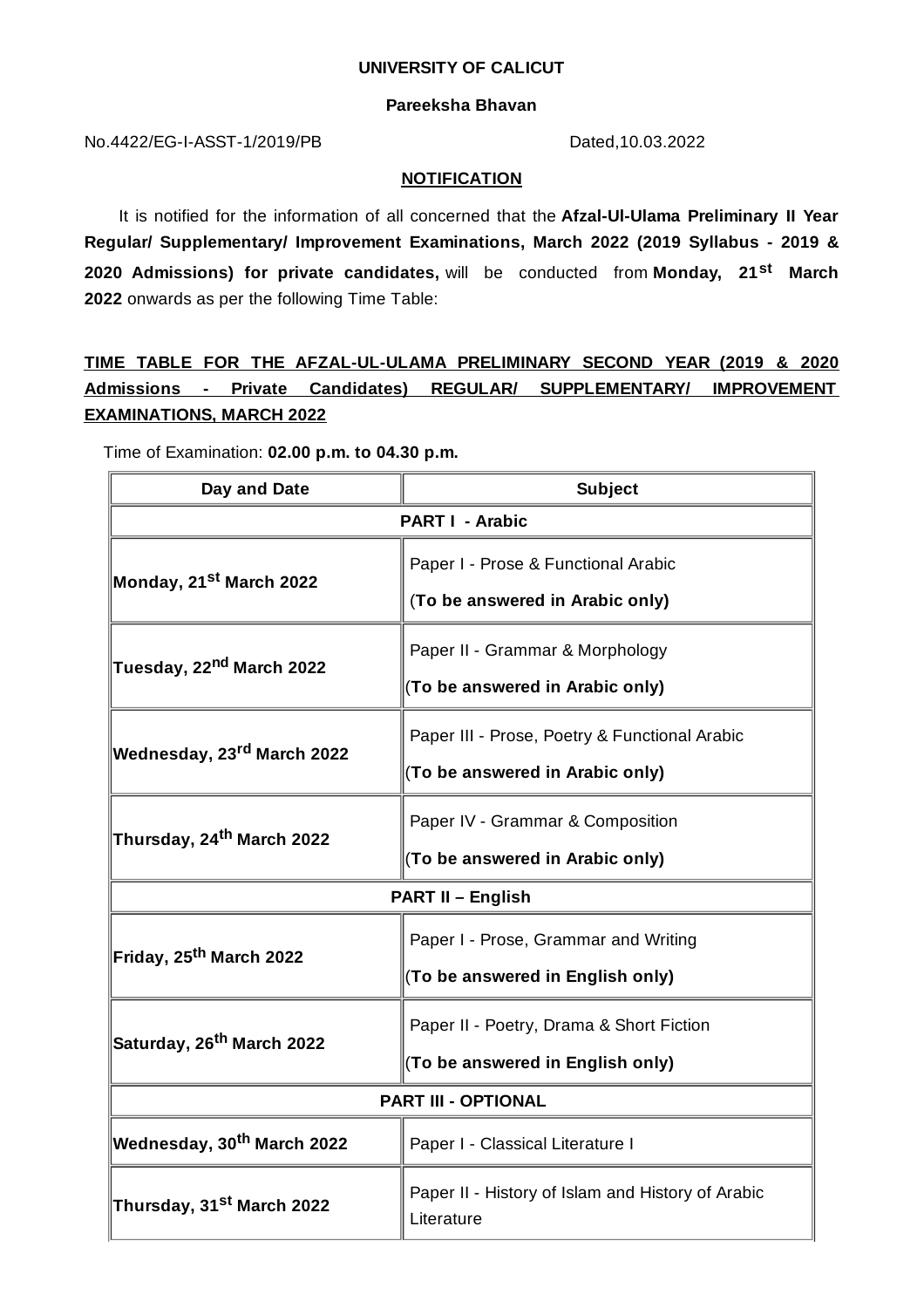**UNIVERSITY OF CALICUT**

**Pareeksha Bhavan**

No.4422/EG-I-ASST-1/2019/PB Dated,10.03.2022

**NOTIFICATION**

It is notified for the information of all concerned that the **Afzal-Ul-Ulama Preliminary II Year Regular/ Supplementary/ Improvement Examinations, March 2022 (2019 Syllabus - 2019 & 2020 Admissions) for private candidates,** will be conducted from **Monday, 21st March 2022** onwards as per the following Time Table:

**TIME TABLE FOR THE AFZAL-UL-ULAMA PRELIMINARY SECOND YEAR (2019 & 2020 Admissions - Private Candidates) REGULAR/ SUPPLEMENTARY/ IMPROVEMENT EXAMINATIONS, MARCH 2022**

Time of Examination: **02.00 p.m. to 04.30 p.m.**

| Day and Date | Subject |
|---|---|
| **PART I - Arabic** | |
| Monday, 21st March 2022 | Paper I - Prose & Functional Arabic (**To be answered in Arabic only)** |
| Tuesday, 22nd March 2022 | Paper II - Grammar & Morphology (**To be answered in Arabic only)** |
| Wednesday, 23rd March 2022 | Paper III - Prose, Poetry & Functional Arabic (**To be answered in Arabic only)** |
| Thursday, 24th March 2022 | Paper IV - Grammar & Composition (**To be answered in Arabic only)** |
| **PART II – English** | |
| Friday, 25th March 2022 | Paper I - Prose, Grammar and Writing (**To be answered in English only)** |
| Saturday, 26th March 2022 | Paper II - Poetry, Drama & Short Fiction (**To be answered in English only)** |
| **PART III - OPTIONAL** | |
| Wednesday, 30th March 2022 | Paper I - Classical Literature I |
| Thursday, 31st March 2022 | Paper II - History of Islam and History of Arabic Literature |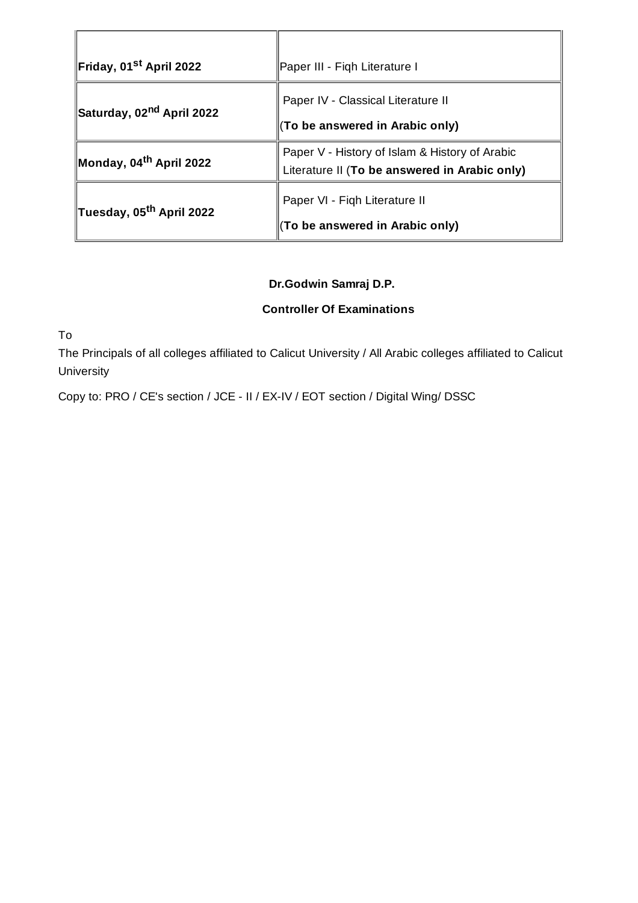| | |
|---|---|
| **Friday, 01st April 2022** | Paper III - Fiqh Literature I |
| **Saturday, 02nd April 2022** | Paper IV - Classical Literature II (**To be answered in Arabic only)** |
| **Monday, 04th April 2022** | Paper V - History of Islam & History of Arabic Literature II (**To be answered in Arabic only)** |
| **Tuesday, 05th April 2022** | Paper VI - Fiqh Literature II (**To be answered in Arabic only)** |

**Dr.Godwin Samraj D.P.**

**Controller Of Examinations**

To

The Principals of all colleges affiliated to Calicut University / All Arabic colleges affiliated to Calicut University

Copy to: PRO / CE's section / JCE - II / EX-IV / EOT section / Digital Wing/ DSSC